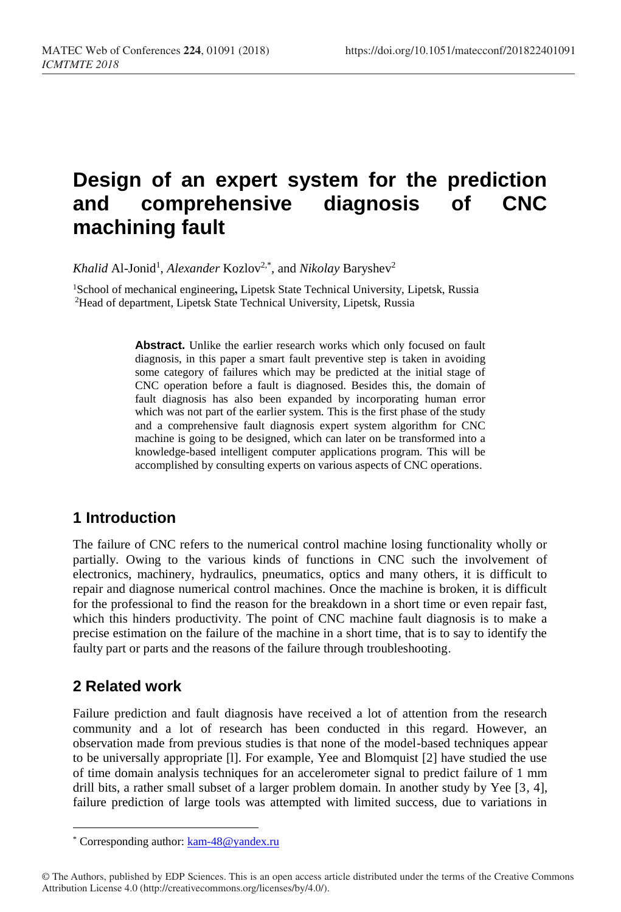# Design of an expert system for the prediction and comprehensive diagnosis of CNC machining fault

*Khalid* Al-Jonid[1], *Alexander* Kozlov[2,*], and *Nikolay* Baryshev[2]

[1]School of mechanical engineering, Lipetsk State Technical University, Lipetsk, Russia
[2]Head of department, Lipetsk State Technical University, Lipetsk, Russia

**Abstract.** Unlike the earlier research works which only focused on fault diagnosis, in this paper a smart fault preventive step is taken in avoiding some category of failures which may be predicted at the initial stage of CNC operation before a fault is diagnosed. Besides this, the domain of fault diagnosis has also been expanded by incorporating human error which was not part of the earlier system. This is the first phase of the study and a comprehensive fault diagnosis expert system algorithm for CNC machine is going to be designed, which can later on be transformed into a knowledge-based intelligent computer applications program. This will be accomplished by consulting experts on various aspects of CNC operations.

## 1 Introduction

The failure of CNC refers to the numerical control machine losing functionality wholly or partially. Owing to the various kinds of functions in CNC such the involvement of electronics, machinery, hydraulics, pneumatics, optics and many others, it is difficult to repair and diagnose numerical control machines. Once the machine is broken, it is difficult for the professional to find the reason for the breakdown in a short time or even repair fast, which this hinders productivity. The point of CNC machine fault diagnosis is to make a precise estimation on the failure of the machine in a short time, that is to say to identify the faulty part or parts and the reasons of the failure through troubleshooting.

## 2 Related work

Failure prediction and fault diagnosis have received a lot of attention from the research community and a lot of research has been conducted in this regard. However, an observation made from previous studies is that none of the model-based techniques appear to be universally appropriate [l]. For example, Yee and Blomquist [2] have studied the use of time domain analysis techniques for an accelerometer signal to predict failure of 1 mm drill bits, a rather small subset of a larger problem domain. In another study by Yee [3, 4], failure prediction of large tools was attempted with limited success, due to variations in

* Corresponding author: kam-48@yandex.ru

© The Authors, published by EDP Sciences. This is an open access article distributed under the terms of the Creative Commons Attribution License 4.0 (http://creativecommons.org/licenses/by/4.0/).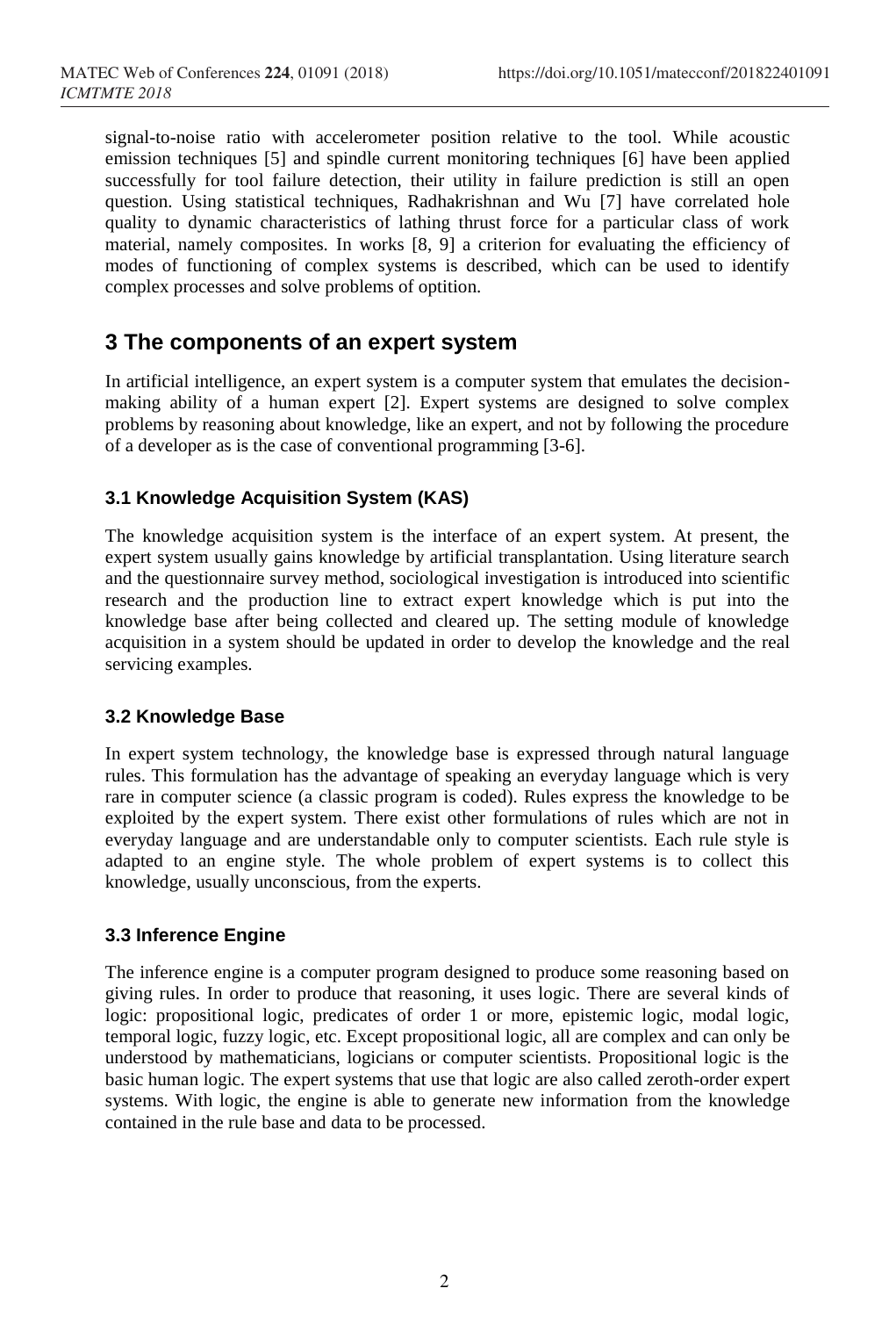signal-to-noise ratio with accelerometer position relative to the tool. While acoustic emission techniques [5] and spindle current monitoring techniques [6] have been applied successfully for tool failure detection, their utility in failure prediction is still an open question. Using statistical techniques, Radhakrishnan and Wu [7] have correlated hole quality to dynamic characteristics of lathing thrust force for a particular class of work material, namely composites. In works [8, 9] a criterion for evaluating the efficiency of modes of functioning of complex systems is described, which can be used to identify complex processes and solve problems of optition.

## 3 The components of an expert system

In artificial intelligence, an expert system is a computer system that emulates the decision-making ability of a human expert [2]. Expert systems are designed to solve complex problems by reasoning about knowledge, like an expert, and not by following the procedure of a developer as is the case of conventional programming [3-6].

### 3.1 Knowledge Acquisition System (KAS)

The knowledge acquisition system is the interface of an expert system. At present, the expert system usually gains knowledge by artificial transplantation. Using literature search and the questionnaire survey method, sociological investigation is introduced into scientific research and the production line to extract expert knowledge which is put into the knowledge base after being collected and cleared up. The setting module of knowledge acquisition in a system should be updated in order to develop the knowledge and the real servicing examples.

### 3.2 Knowledge Base

In expert system technology, the knowledge base is expressed through natural language rules. This formulation has the advantage of speaking an everyday language which is very rare in computer science (a classic program is coded). Rules express the knowledge to be exploited by the expert system. There exist other formulations of rules which are not in everyday language and are understandable only to computer scientists. Each rule style is adapted to an engine style. The whole problem of expert systems is to collect this knowledge, usually unconscious, from the experts.

### 3.3 Inference Engine

The inference engine is a computer program designed to produce some reasoning based on giving rules. In order to produce that reasoning, it uses logic. There are several kinds of logic: propositional logic, predicates of order 1 or more, epistemic logic, modal logic, temporal logic, fuzzy logic, etc. Except propositional logic, all are complex and can only be understood by mathematicians, logicians or computer scientists. Propositional logic is the basic human logic. The expert systems that use that logic are also called zeroth-order expert systems. With logic, the engine is able to generate new information from the knowledge contained in the rule base and data to be processed.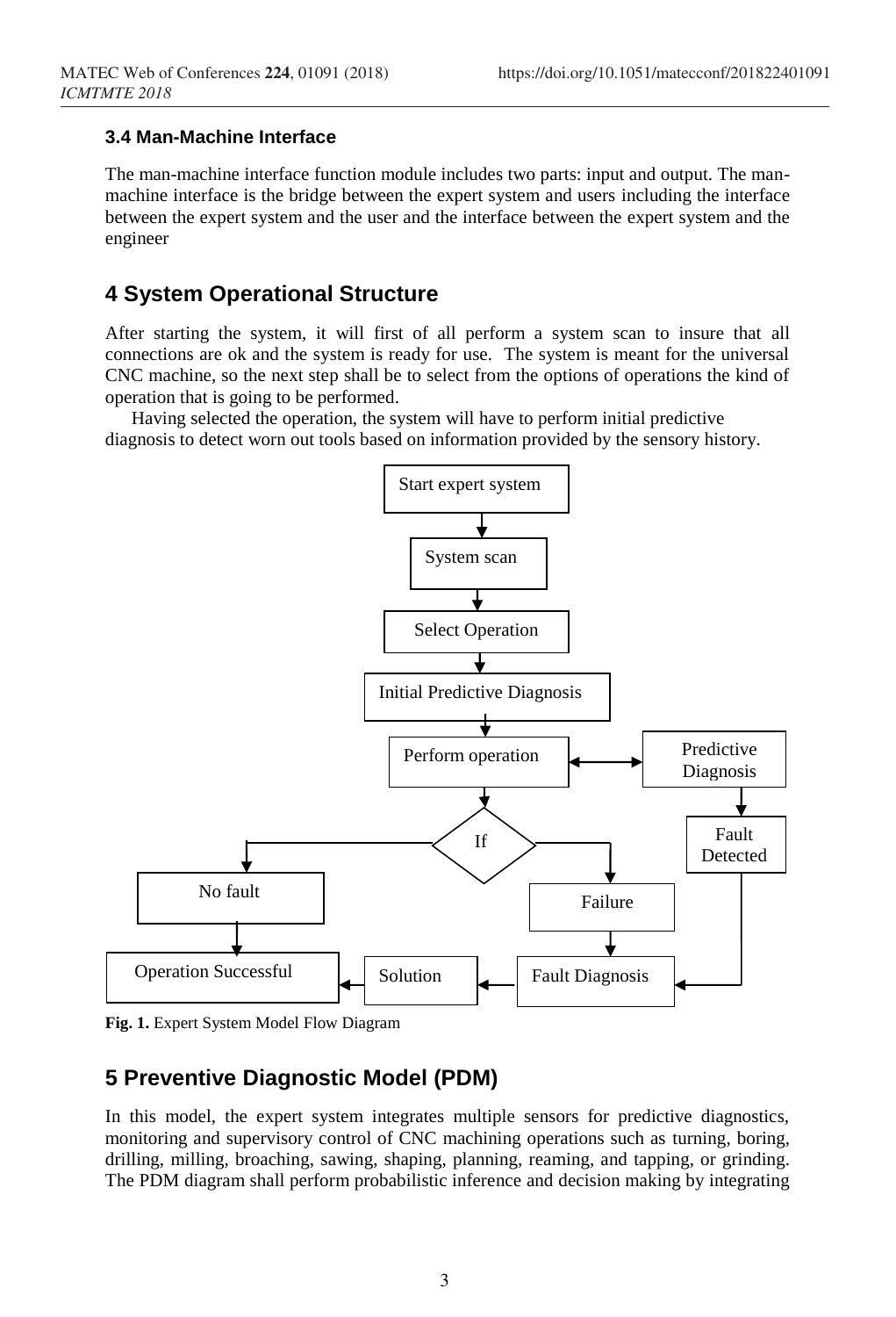### 3.4 Man-Machine Interface

The man-machine interface function module includes two parts: input and output. The man-machine interface is the bridge between the expert system and users including the interface between the expert system and the user and the interface between the expert system and the engineer

## 4 System Operational Structure

After starting the system, it will first of all perform a system scan to insure that all connections are ok and the system is ready for use. The system is meant for the universal CNC machine, so the next step shall be to select from the options of operations the kind of operation that is going to be performed.

Having selected the operation, the system will have to perform initial predictive diagnosis to detect worn out tools based on information provided by the sensory history.

Start expert system

System scan

Select Operation

Initial Predictive Diagnosis

Perform operation

Predictive Diagnosis

If

Fault Detected

No fault

Failure

Operation Successful

Solution

Fault Diagnosis

**Fig. 1.** Expert System Model Flow Diagram

## 5 Preventive Diagnostic Model (PDM)

In this model, the expert system integrates multiple sensors for predictive diagnostics, monitoring and supervisory control of CNC machining operations such as turning, boring, drilling, milling, broaching, sawing, shaping, planning, reaming, and tapping, or grinding. The PDM diagram shall perform probabilistic inference and decision making by integrating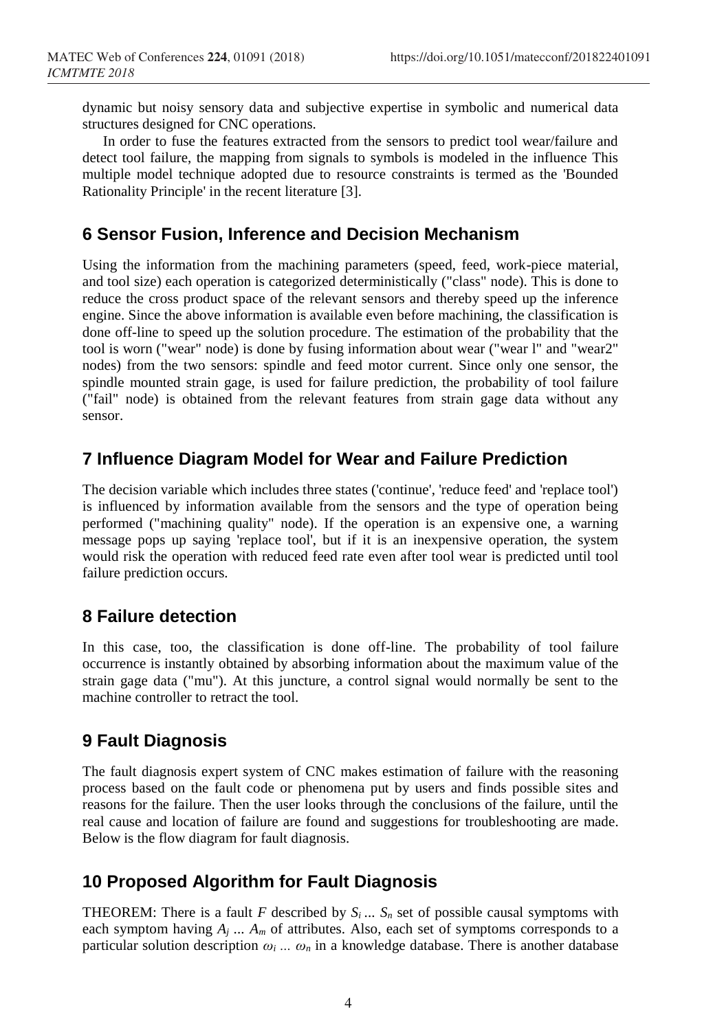dynamic but noisy sensory data and subjective expertise in symbolic and numerical data structures designed for CNC operations.

In order to fuse the features extracted from the sensors to predict tool wear/failure and detect tool failure, the mapping from signals to symbols is modeled in the influence This multiple model technique adopted due to resource constraints is termed as the 'Bounded Rationality Principle' in the recent literature [3].

## 6 Sensor Fusion, Inference and Decision Mechanism

Using the information from the machining parameters (speed, feed, work-piece material, and tool size) each operation is categorized deterministically ("class" node). This is done to reduce the cross product space of the relevant sensors and thereby speed up the inference engine. Since the above information is available even before machining, the classification is done off-line to speed up the solution procedure. The estimation of the probability that the tool is worn ("wear" node) is done by fusing information about wear ("wear l" and "wear2" nodes) from the two sensors: spindle and feed motor current. Since only one sensor, the spindle mounted strain gage, is used for failure prediction, the probability of tool failure ("fail" node) is obtained from the relevant features from strain gage data without any sensor.

## 7 Influence Diagram Model for Wear and Failure Prediction

The decision variable which includes three states ('continue', 'reduce feed' and 'replace tool') is influenced by information available from the sensors and the type of operation being performed ("machining quality" node). If the operation is an expensive one, a warning message pops up saying 'replace tool', but if it is an inexpensive operation, the system would risk the operation with reduced feed rate even after tool wear is predicted until tool failure prediction occurs.

## 8 Failure detection

In this case, too, the classification is done off-line. The probability of tool failure occurrence is instantly obtained by absorbing information about the maximum value of the strain gage data ("mu"). At this juncture, a control signal would normally be sent to the machine controller to retract the tool.

## 9 Fault Diagnosis

The fault diagnosis expert system of CNC makes estimation of failure with the reasoning process based on the fault code or phenomena put by users and finds possible sites and reasons for the failure. Then the user looks through the conclusions of the failure, until the real cause and location of failure are found and suggestions for troubleshooting are made. Below is the flow diagram for fault diagnosis.

## 10 Proposed Algorithm for Fault Diagnosis

THEOREM: There is a fault $F$ described by $S_i \ldots S_n$ set of possible causal symptoms with each symptom having $A_j \ldots A_m$ of attributes. Also, each set of symptoms corresponds to a particular solution description $\omega_i \ldots \omega_n$ in a knowledge database. There is another database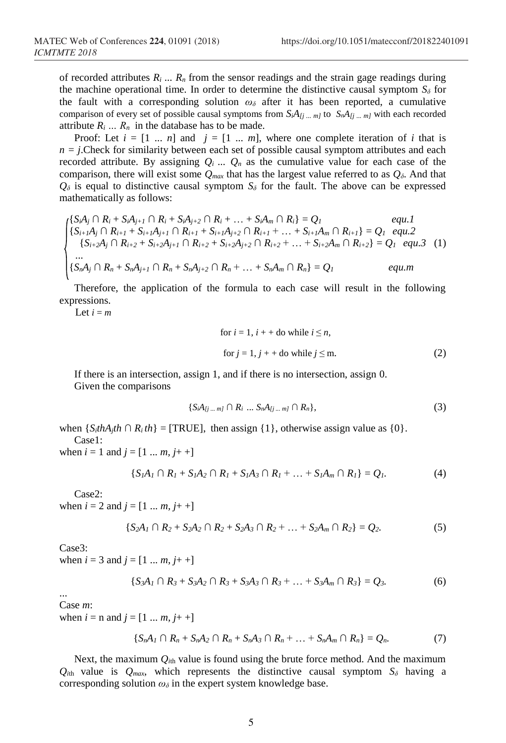of recorded attributes $R_i$ ... $R_n$ from the sensor readings and the strain gage readings during the machine operational time. In order to determine the distinctive causal symptom $S_\delta$ for the fault with a corresponding solution $\omega_\delta$ after it has been reported, a cumulative comparison of every set of possible causal symptoms from $S_iA_{[j\ ...\ m]}$ to $S_nA_{[j\ ...\ m]}$ with each recorded attribute $R_i$ ... $R_n$ in the database has to be made.

Proof: Let $i = [1\ ...\ n]$ and $j = [1\ ...\ m]$, where one complete iteration of $i$ that is $n = j$.Check for similarity between each set of possible causal symptom attributes and each recorded attribute. By assigning $Q_i$ ... $Q_n$ as the cumulative value for each case of the comparison, there will exist some $Q_{max}$ that has the largest value referred to as $Q_\delta$. And that $Q_\delta$ is equal to distinctive causal symptom $S_\delta$ for the fault. The above can be expressed mathematically as follows:

$$
\begin{cases}
\{S_iA_j \cap R_i + S_iA_{j+1} \cap R_i + S_iA_{j+2} \cap R_i + \ldots + S_iA_m \cap R_i\} = Q_1 & equ.1 \\
\{S_{i+1}A_j \cap R_{i+1} + S_{i+1}A_{j+1} \cap R_{i+1} + S_{i+1}A_{j+2} \cap R_{i+1} + \ldots + S_{i+1}A_m \cap R_{i+1}\} = Q_1 & equ.2 \\
\{S_{i+2}A_j \cap R_{i+2} + S_{i+2}A_{j+1} \cap R_{i+2} + S_{i+2}A_{j+2} \cap R_{i+2} + \ldots + S_{i+2}A_m \cap R_{i+2}\} = Q_1 & equ.3 \\
\ldots & \\
\{S_nA_j \cap R_n + S_nA_{j+1} \cap R_n + S_nA_{j+2} \cap R_n + \ldots + S_nA_m \cap R_n\} = Q_1 & equ.m
\end{cases}
\quad (1)
$$

Therefore, the application of the formula to each case will result in the following expressions.

Let $i = m$

$$\text{for } i = 1,\ i++ \text{ do while } i \leq n,$$

$$\text{for } j = 1,\ j++ \text{ do while } j \leq \text{m}. \quad (2)$$

If there is an intersection, assign 1, and if there is no intersection, assign 0.

Given the comparisons

$$\{S_iA_{[j\ ...\ m]} \cap R_i\ \ldots\ S_nA_{[j\ ...\ m]} \cap R_n\}, \quad (3)$$

when $\{S_ithA_jth \cap R_i th\}$ = [TRUE], then assign {1}, otherwise assign value as {0}.

Case1:

when $i = 1$ and $j = [1\ ...\ m,\ j++]$

$$\{S_1A_1 \cap R_1 + S_1A_2 \cap R_1 + S_1A_3 \cap R_1 + \ldots + S_1A_m \cap R_1\} = Q_1. \quad (4)$$

Case2:

when $i = 2$ and $j = [1\ ...\ m,\ j++]$

$$\{S_2A_1 \cap R_2 + S_2A_2 \cap R_2 + S_2A_3 \cap R_2 + \ldots + S_2A_m \cap R_2\} = Q_2. \quad (5)$$

Case3:

when $i = 3$ and $j = [1\ ...\ m,\ j++]$

$$\{S_3A_1 \cap R_3 + S_3A_2 \cap R_3 + S_3A_3 \cap R_3 + \ldots + S_3A_m \cap R_3\} = Q_3. \quad (6)$$

...

Case $m$:

when $i$ = n and $j = [1\ ...\ m,\ j++]$

$$\{S_nA_1 \cap R_n + S_nA_2 \cap R_n + S_nA_3 \cap R_n + \ldots + S_nA_m \cap R_n\} = Q_n. \quad (7)$$

Next, the maximum $Q_{i\text{th}}$ value is found using the brute force method. And the maximum $Q_{i\text{th}}$ value is $Q_{max}$, which represents the distinctive causal symptom $S_\delta$ having a corresponding solution $\omega_\delta$ in the expert system knowledge base.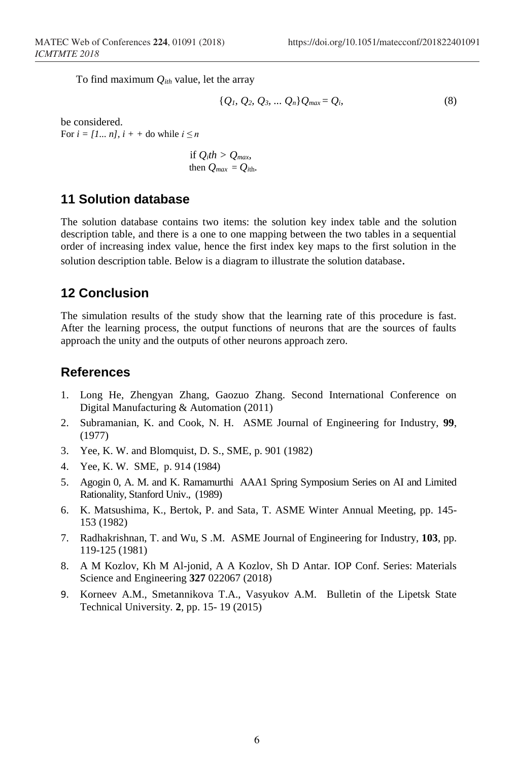To find maximum $Q_{ith}$ value, let the array

$$\{Q_1, Q_2, Q_3, \ldots Q_n\} Q_{max} = Q_i, \tag{8}$$

be considered.

For $i = [1 \ldots n]$, $i++$ do while $i \leq n$

if $Q_i th > Q_{max}$,
then $Q_{max} = Q_{ith}$.

## 11 Solution database

The solution database contains two items: the solution key index table and the solution description table, and there is a one to one mapping between the two tables in a sequential order of increasing index value, hence the first index key maps to the first solution in the solution description table. Below is a diagram to illustrate the solution database.

## 12 Conclusion

The simulation results of the study show that the learning rate of this procedure is fast. After the learning process, the output functions of neurons that are the sources of faults approach the unity and the outputs of other neurons approach zero.

## References

1. Long He, Zhengyan Zhang, Gaozuo Zhang. Second International Conference on Digital Manufacturing & Automation (2011)
2. Subramanian, K. and Cook, N. H. ASME Journal of Engineering for Industry, **99**, (1977)
3. Yee, K. W. and Blomquist, D. S., SME, p. 901 (1982)
4. Yee, K. W. SME, p. 914 (1984)
5. Agogin 0, A. M. and K. Ramamurthi AAA1 Spring Symposium Series on AI and Limited Rationality, Stanford Univ., (1989)
6. K. Matsushima, K., Bertok, P. and Sata, T. ASME Winter Annual Meeting, pp. 145-153 (1982)
7. Radhakrishnan, T. and Wu, S .M. ASME Journal of Engineering for Industry, **103**, pp. 119-125 (1981)
8. A M Kozlov, Kh M Al-jonid, A A Kozlov, Sh D Antar. IOP Conf. Series: Materials Science and Engineering **327** 022067 (2018)
9. Korneev A.M., Smetannikova T.A., Vasyukov A.M. Bulletin of the Lipetsk State Technical University. **2**, pp. 15- 19 (2015)